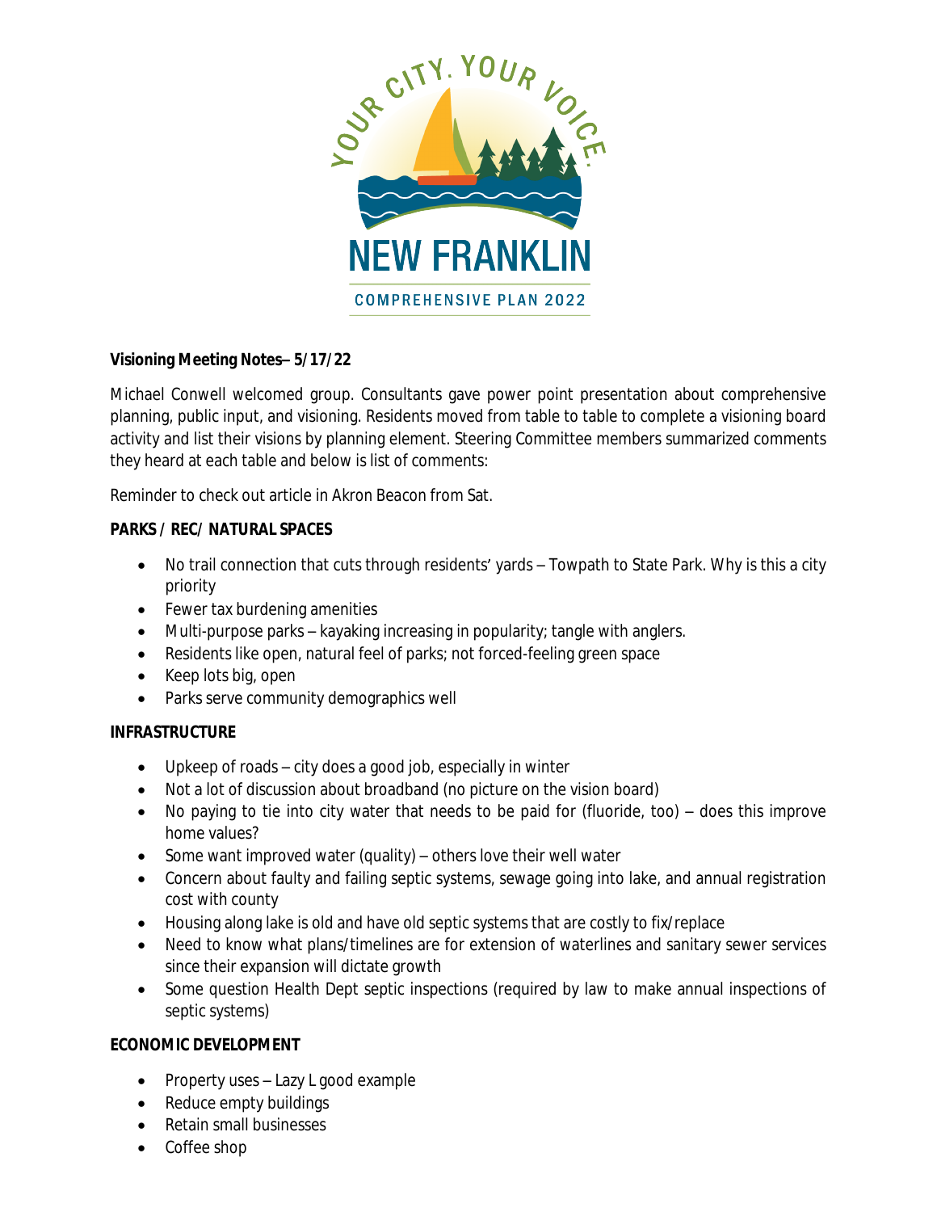YOUR CITY. YOUR VOICE.

NEW FRANKLIN

COMPREHENSIVE PLAN 2022

**Visioning Meeting Notes– 5/17/22**

Michael Conwell welcomed group. Consultants gave power point presentation about comprehensive planning, public input, and visioning. Residents moved from table to table to complete a visioning board activity and list their visions by planning element. Steering Committee members summarized comments they heard at each table and below is list of comments:

Reminder to check out article in Akron Beacon from Sat.

**PARKS / REC/ NATURAL SPACES**

- No trail connection that cuts through residents' yards – Towpath to State Park. Why is this a city priority
- Fewer tax burdening amenities
- Multi-purpose parks – kayaking increasing in popularity; tangle with anglers.
- Residents like open, natural feel of parks; not forced-feeling green space
- Keep lots big, open
- Parks serve community demographics well

**INFRASTRUCTURE**

- Upkeep of roads – city does a good job, especially in winter
- Not a lot of discussion about broadband (no picture on the vision board)
- No paying to tie into city water that needs to be paid for (fluoride, too) – does this improve home values?
- Some want improved water (quality) – others love their well water
- Concern about faulty and failing septic systems, sewage going into lake, and annual registration cost with county
- Housing along lake is old and have old septic systems that are costly to fix/replace
- Need to know what plans/timelines are for extension of waterlines and sanitary sewer services since their expansion will dictate growth
- Some question Health Dept septic inspections (required by law to make annual inspections of septic systems)

**ECONOMIC DEVELOPMENT**

- Property uses – Lazy L good example
- Reduce empty buildings
- Retain small businesses
- Coffee shop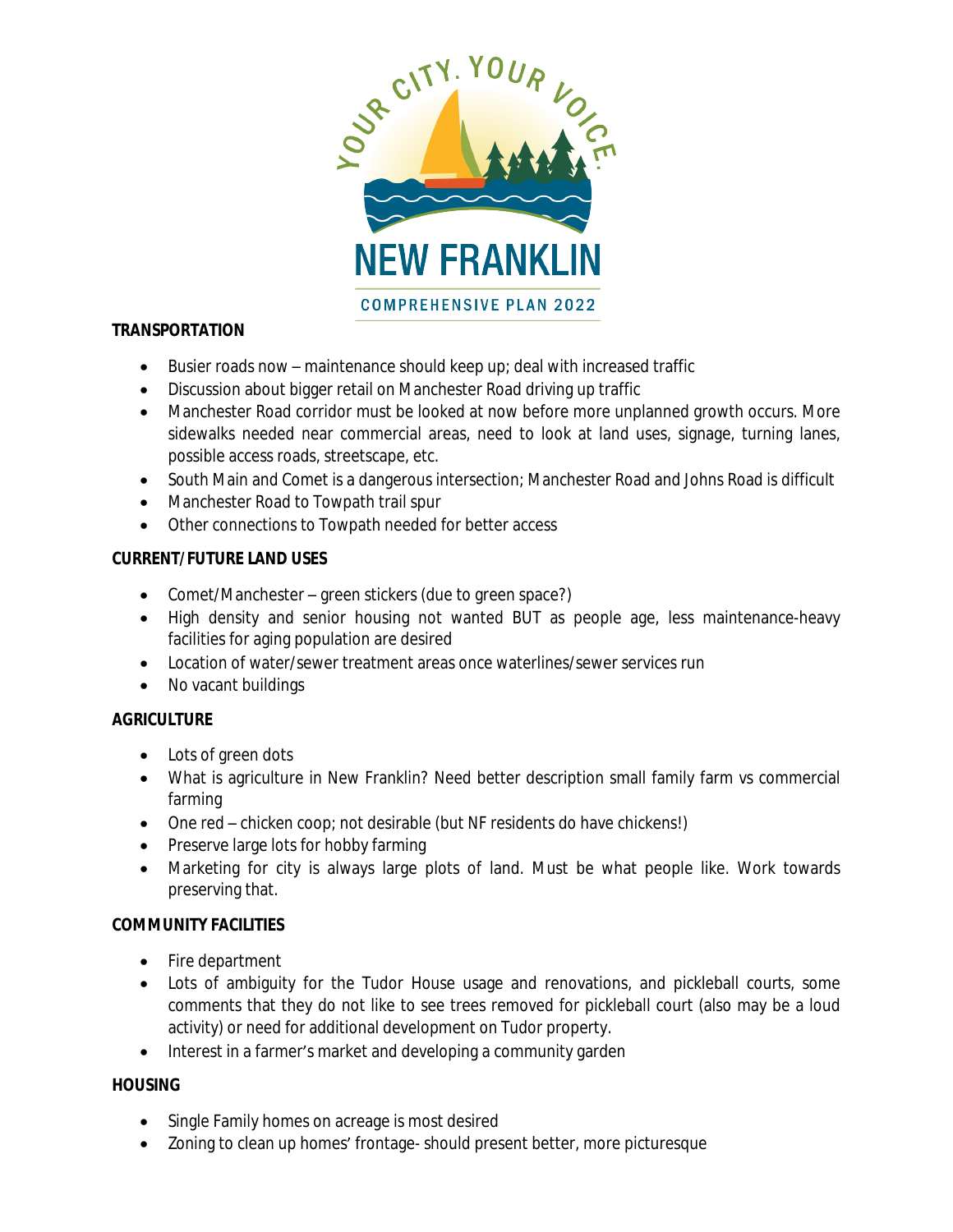## TRANSPORTATION

- Busier roads now – maintenance should keep up; deal with increased traffic
- Discussion about bigger retail on Manchester Road driving up traffic
- Manchester Road corridor must be looked at now before more unplanned growth occurs. More sidewalks needed near commercial areas, need to look at land uses, signage, turning lanes, possible access roads, streetscape, etc.
- South Main and Comet is a dangerous intersection; Manchester Road and Johns Road is difficult
- Manchester Road to Towpath trail spur
- Other connections to Towpath needed for better access

## CURRENT/FUTURE LAND USES

- Comet/Manchester – green stickers (due to green space?)
- High density and senior housing not wanted BUT as people age, less maintenance-heavy facilities for aging population are desired
- Location of water/sewer treatment areas once waterlines/sewer services run
- No vacant buildings

## AGRICULTURE

- Lots of green dots
- What is agriculture in New Franklin? Need better description small family farm vs commercial farming
- One red – chicken coop; not desirable (but NF residents do have chickens!)
- Preserve large lots for hobby farming
- Marketing for city is always large plots of land. Must be what people like. Work towards preserving that.

## COMMUNITY FACILITIES

- Fire department
- Lots of ambiguity for the Tudor House usage and renovations, and pickleball courts, some comments that they do not like to see trees removed for pickleball court (also may be a loud activity) or need for additional development on Tudor property.
- Interest in a farmer's market and developing a community garden

## HOUSING

- Single Family homes on acreage is most desired
- Zoning to clean up homes' frontage- should present better, more picturesque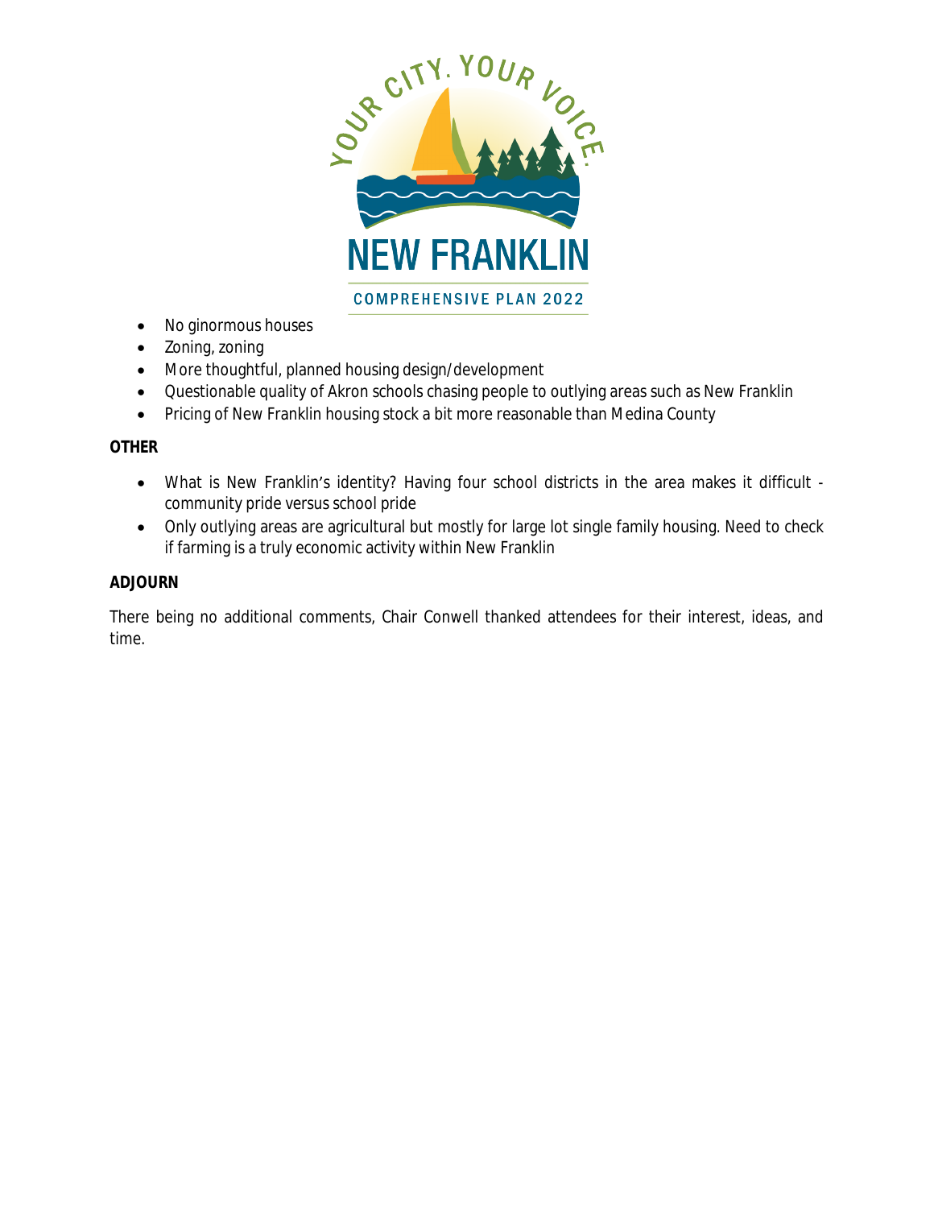- No ginormous houses
- Zoning, zoning
- More thoughtful, planned housing design/development
- Questionable quality of Akron schools chasing people to outlying areas such as New Franklin
- Pricing of New Franklin housing stock a bit more reasonable than Medina County

**OTHER**

- What is New Franklin's identity? Having four school districts in the area makes it difficult - community pride versus school pride
- Only outlying areas are agricultural but mostly for large lot single family housing. Need to check if farming is a truly economic activity within New Franklin

**ADJOURN**

There being no additional comments, Chair Conwell thanked attendees for their interest, ideas, and time.